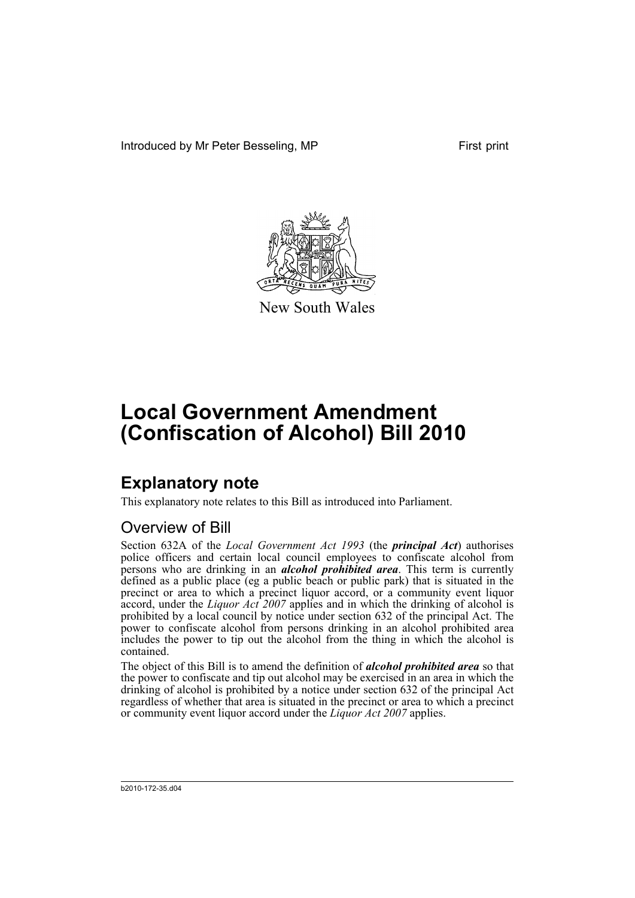Introduced by Mr Peter Besseling, MP First print

New South Wales

# Local Government Amendment (Confiscation of Alcohol) Bill 2010

## Explanatory note

This explanatory note relates to this Bill as introduced into Parliament.

### Overview of Bill

Section 632A of the *Local Government Act 1993* (the ***principal Act***) authorises police officers and certain local council employees to confiscate alcohol from persons who are drinking in an ***alcohol prohibited area***. This term is currently defined as a public place (eg a public beach or public park) that is situated in the precinct or area to which a precinct liquor accord, or a community event liquor accord, under the *Liquor Act 2007* applies and in which the drinking of alcohol is prohibited by a local council by notice under section 632 of the principal Act. The power to confiscate alcohol from persons drinking in an alcohol prohibited area includes the power to tip out the alcohol from the thing in which the alcohol is contained.

The object of this Bill is to amend the definition of ***alcohol prohibited area*** so that the power to confiscate and tip out alcohol may be exercised in an area in which the drinking of alcohol is prohibited by a notice under section 632 of the principal Act regardless of whether that area is situated in the precinct or area to which a precinct or community event liquor accord under the *Liquor Act 2007* applies.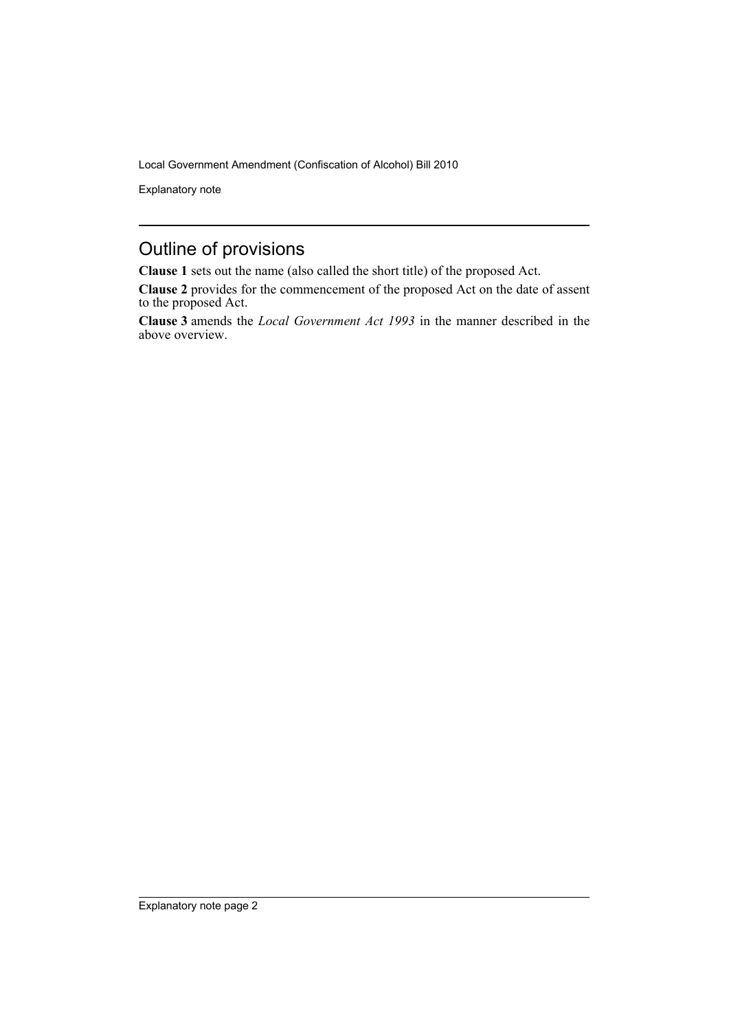## Outline of provisions

**Clause 1** sets out the name (also called the short title) of the proposed Act.

**Clause 2** provides for the commencement of the proposed Act on the date of assent to the proposed Act.

**Clause 3** amends the *Local Government Act 1993* in the manner described in the above overview.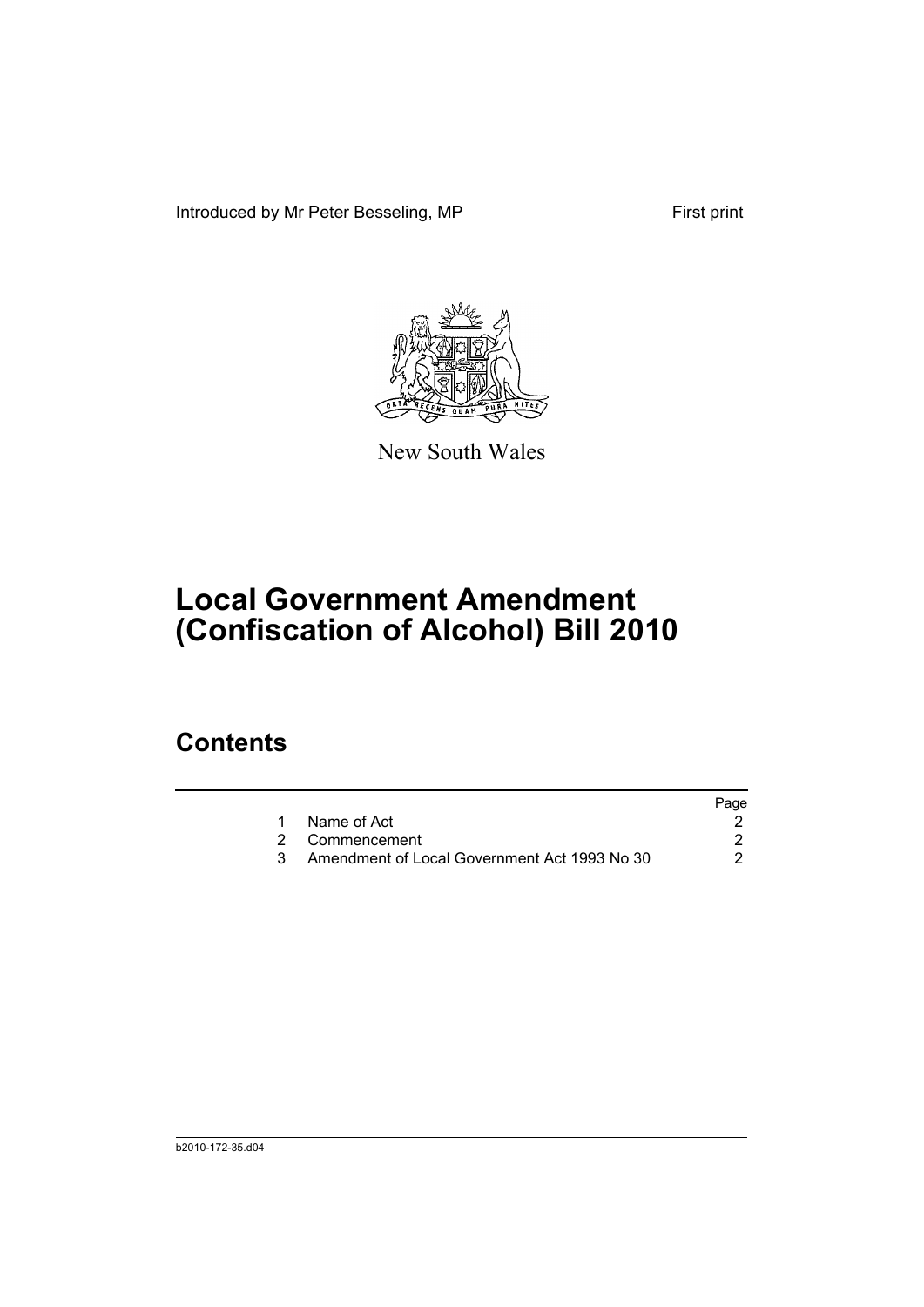Introduced by Mr Peter Besseling, MP First print

New South Wales

# Local Government Amendment (Confiscation of Alcohol) Bill 2010

## Contents

| | | Page |
|---|---|---|
| 1 | Name of Act | 2 |
| 2 | Commencement | 2 |
| 3 | Amendment of Local Government Act 1993 No 30 | 2 |

b2010-172-35.d04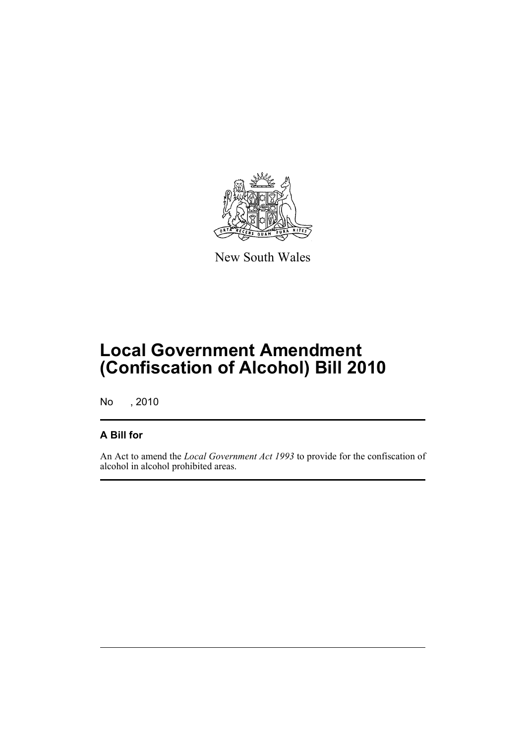New South Wales

# Local Government Amendment (Confiscation of Alcohol) Bill 2010

No , 2010

## A Bill for

An Act to amend the *Local Government Act 1993* to provide for the confiscation of alcohol in alcohol prohibited areas.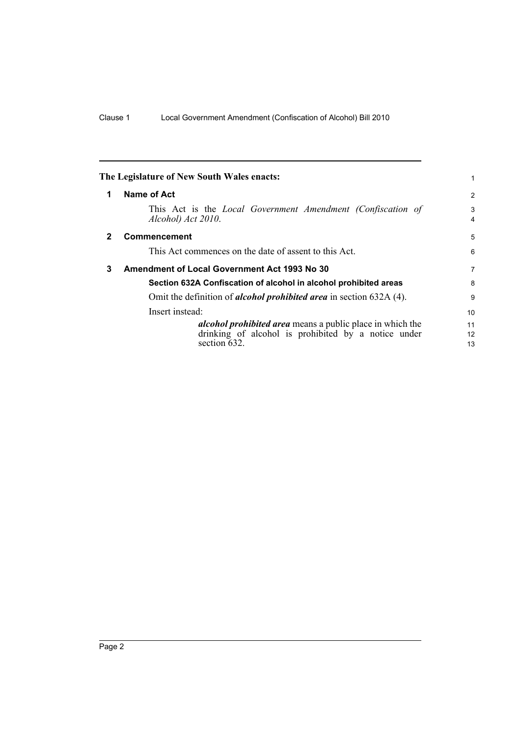The Legislature of New South Wales enacts:

## 1 Name of Act

This Act is the *Local Government Amendment (Confiscation of Alcohol) Act 2010*.

## 2 Commencement

This Act commences on the date of assent to this Act.

## 3 Amendment of Local Government Act 1993 No 30

**Section 632A Confiscation of alcohol in alcohol prohibited areas**

Omit the definition of ***alcohol prohibited area*** in section 632A (4).

Insert instead:

> ***alcohol prohibited area*** means a public place in which the drinking of alcohol is prohibited by a notice under section 632.